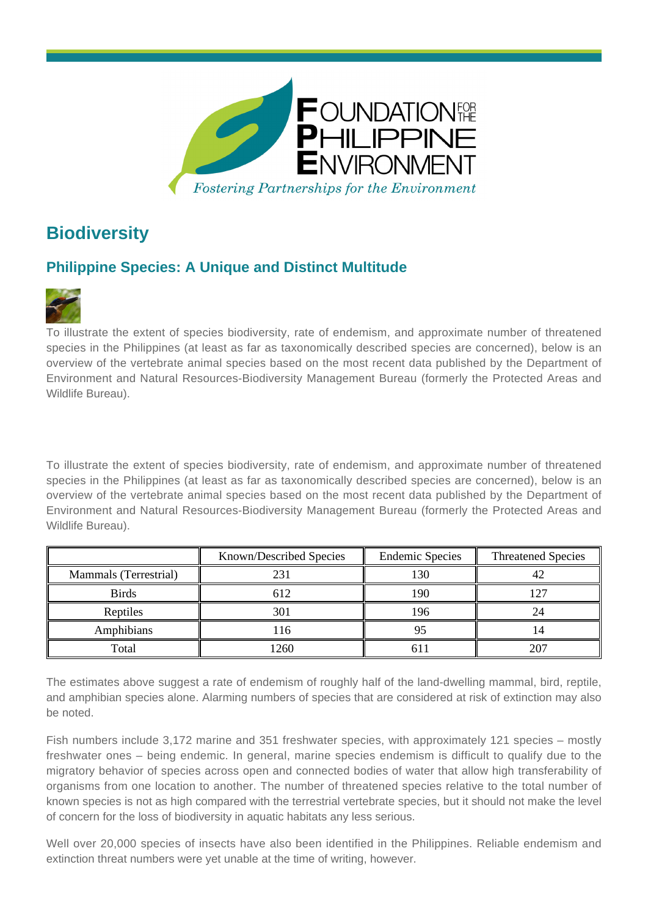Foundation for the Philippine Environment

*Fostering Partnerships for the Environment*

# Biodiversity

## Philippine Species: A Unique and Distinct Multitude

To illustrate the extent of species biodiversity, rate of endemism, and approximate number of threatened species in the Philippines (at least as far as taxonomically described species are concerned), below is an overview of the vertebrate animal species based on the most recent data published by the Department of Environment and Natural Resources-Biodiversity Management Bureau (formerly the Protected Areas and Wildlife Bureau).

To illustrate the extent of species biodiversity, rate of endemism, and approximate number of threatened species in the Philippines (at least as far as taxonomically described species are concerned), below is an overview of the vertebrate animal species based on the most recent data published by the Department of Environment and Natural Resources-Biodiversity Management Bureau (formerly the Protected Areas and Wildlife Bureau).

| | Known/Described Species | Endemic Species | Threatened Species |
|---|---|---|---|
| Mammals (Terrestrial) | 231 | 130 | 42 |
| Birds | 612 | 190 | 127 |
| Reptiles | 301 | 196 | 24 |
| Amphibians | 116 | 95 | 14 |
| Total | 1260 | 611 | 207 |

The estimates above suggest a rate of endemism of roughly half of the land-dwelling mammal, bird, reptile, and amphibian species alone. Alarming numbers of species that are considered at risk of extinction may also be noted.

Fish numbers include 3,172 marine and 351 freshwater species, with approximately 121 species – mostly freshwater ones – being endemic. In general, marine species endemism is difficult to qualify due to the migratory behavior of species across open and connected bodies of water that allow high transferability of organisms from one location to another. The number of threatened species relative to the total number of known species is not as high compared with the terrestrial vertebrate species, but it should not make the level of concern for the loss of biodiversity in aquatic habitats any less serious.

Well over 20,000 species of insects have also been identified in the Philippines. Reliable endemism and extinction threat numbers were yet unable at the time of writing, however.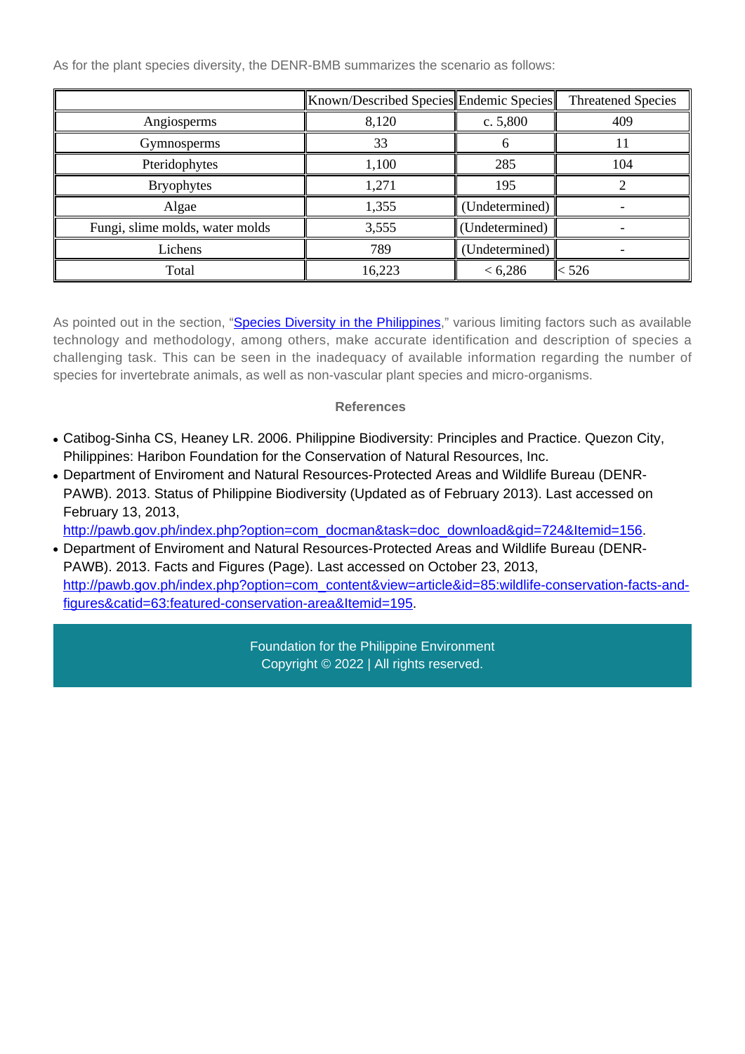As for the plant species diversity, the DENR-BMB summarizes the scenario as follows:

| | Known/Described Species | Endemic Species | Threatened Species |
|---|---|---|---|
| Angiosperms | 8,120 | c. 5,800 | 409 |
| Gymnosperms | 33 | 6 | 11 |
| Pteridophytes | 1,100 | 285 | 104 |
| Bryophytes | 1,271 | 195 | 2 |
| Algae | 1,355 | (Undetermined) | - |
| Fungi, slime molds, water molds | 3,555 | (Undetermined) | - |
| Lichens | 789 | (Undetermined) | - |
| Total | 16,223 | < 6,286 | < 526 |

As pointed out in the section, "Species Diversity in the Philippines," various limiting factors such as available technology and methodology, among others, make accurate identification and description of species a challenging task. This can be seen in the inadequacy of available information regarding the number of species for invertebrate animals, as well as non-vascular plant species and micro-organisms.

### References

- Catibog-Sinha CS, Heaney LR. 2006. Philippine Biodiversity: Principles and Practice. Quezon City, Philippines: Haribon Foundation for the Conservation of Natural Resources, Inc.
- Department of Enviroment and Natural Resources-Protected Areas and Wildlife Bureau (DENR-PAWB). 2013. Status of Philippine Biodiversity (Updated as of February 2013). Last accessed on February 13, 2013, http://pawb.gov.ph/index.php?option=com_docman&task=doc_download&gid=724&Itemid=156.
- Department of Enviroment and Natural Resources-Protected Areas and Wildlife Bureau (DENR-PAWB). 2013. Facts and Figures (Page). Last accessed on October 23, 2013, http://pawb.gov.ph/index.php?option=com_content&view=article&id=85:wildlife-conservation-facts-and-figures&catid=63:featured-conservation-area&Itemid=195.

Foundation for the Philippine Environment
Copyright © 2022 | All rights reserved.